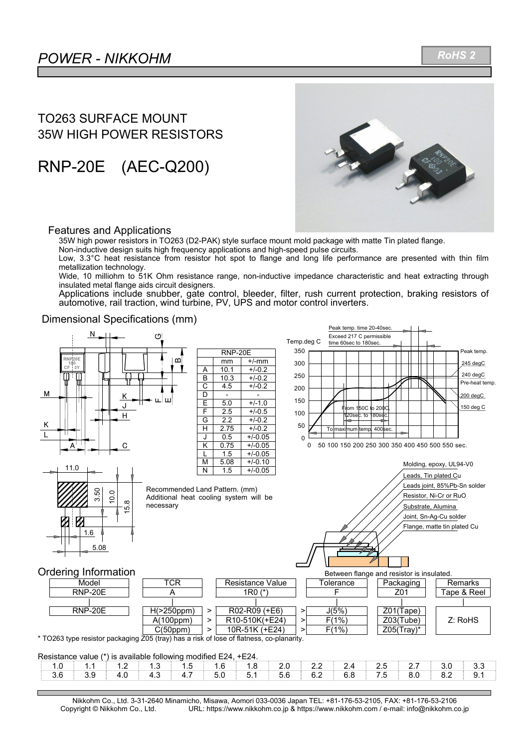# POWER - NIKKOHM

RoHS 2

## TO263 SURFACE MOUNT 35W HIGH POWER RESISTORS

# RNP-20E (AEC-Q200)

### Features and Applications

35W high power resistors in TO263 (D2-PAK) style surface mount mold package with matte Tin plated flange.
Non-inductive design suits high frequency applications and high-speed pulse circuits.
Low, 3.3°C heat resistance from resistor hot spot to flange and long life performance are presented with thin film metallization technology.
Wide, 10 milliohm to 51K Ohm resistance range, non-inductive impedance characteristic and heat extracting through insulated metal flange aids circuit designers.
Applications include snubber, gate control, bleeder, filter, rush current protection, braking resistors of automotive, rail traction, wind turbine, PV, UPS and motor control inverters.

### Dimensional Specifications (mm)

| RNP-20E | mm | +/-mm |
|---|---|---|
| A | 10.1 | +/-0.2 |
| B | 10.3 | +/-0.2 |
| C | 4.5 | +/-0.2 |
| D | - | - |
| E | 5.0 | +/-1.0 |
| F | 2.5 | +/-0.5 |
| G | 2.2 | +/-0.2 |
| H | 2.75 | +/-0.2 |
| J | 0.5 | +/-0.05 |
| K | 0.75 | +/-0.05 |
| L | 1.5 | +/-0.05 |
| M | 5.08 | +/-0.10 |
| N | 1.5 | +/-0.05 |

Recommended Land Pattern. (mm)
Additional heat cooling system will be necessary

Land pattern dimensions: 11.0, 3.50, 10.0, 15.8, 1.6, 5.08

Reflow profile: Peak temp. time 20-40sec. Exceed 217 C permissible time 60sec to 180sec. Peak temp. 245 degC, 240 degC; Pre-heat temp. 200 degC, 150 deg C. From 150C to 200C, 120sec. to 180sec. To maximum temp. 400sec.

Construction: Molding, epoxy, UL94-V0; Leads, Tin plated Cu; Leads joint, 85%Pb-Sn solder; Resistor, Ni-Cr or RuO; Substrate, Alumina; Joint, Sn-Ag-Cu solder; Flange, matte tin plated Cu.
Between flange and resistor is insulated.

### Ordering Information

| Model | TCR | Resistance Value | Tolerance | Packaging | Remarks |
|---|---|---|---|---|---|
| RNP-20E | A | 1R0 (*) | F | Z01 | Tape & Reel |
| RNP-20E | H(>250ppm) > | R02-R09 (+E6) > | J(5%) | Z01(Tape) | Z: RoHS |
| | A(100ppm) > | R10-510K(+E24) > | F(1%) | Z03(Tube) | |
| | C(50ppm) > | 10R-51K (+E24) > | F(1%) | Z05(Tray)* | |

\* TO263 type resistor packaging Z05 (tray) has a risk of lose of flatness, co-planarity.

Resistance value (*) is available following modified E24, +E24.

| 1.0 | 1.1 | 1.2 | 1.3 | 1.5 | 1.6 | 1.8 | 2.0 | 2.2 | 2.4 | 2.5 | 2.7 | 3.0 | 3.3 |
|---|---|---|---|---|---|---|---|---|---|---|---|---|---|
| 3.6 | 3.9 | 4.0 | 4.3 | 4.7 | 5.0 | 5.1 | 5.6 | 6.2 | 6.8 | 7.5 | 8.0 | 8.2 | 9.1 |

Nikkohm Co., Ltd. 3-31-2640 Minamicho, Misawa, Aomori 033-0036 Japan TEL: +81-176-53-2105, FAX: +81-176-53-2106
Copyright © Nikkohm Co., Ltd. URL: https://www.nikkohm.co.jp & https://www.nikkohm.com / e-mail: info@nikkohm.co.jp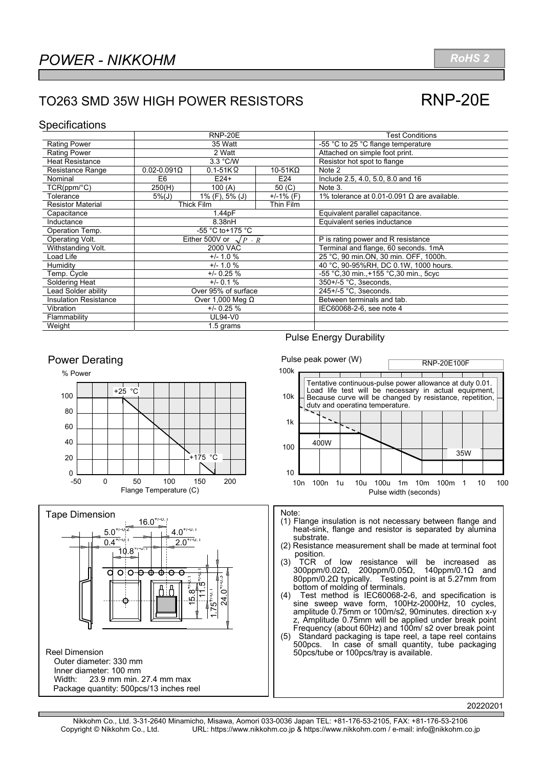# POWER - NIKKOHM

RoHS 2

## TO263 SMD 35W HIGH POWER RESISTORS

## RNP-20E

### Specifications

| | RNP-20E | | | Test Conditions |
|---|---|---|---|---|
| Rating Power | 35 Watt | | | -55 °C to 25 °C flange temperature |
| Rating Power | 2 Watt | | | Attached on simple foot print. |
| Heat Resistance | 3.3 °C/W | | | Resistor hot spot to flange |
| Resistance Range | 0.02-0.091Ω | 0.1-51KΩ | 10-51KΩ | Note 2 |
| Nominal | E6 | E24+ | E24 | Include 2.5, 4.0, 5.0, 8.0 and 16 |
| TCR(ppm/°C) | 250(H) | 100 (A) | 50 (C) | Note 3. |
| Tolerance | 5%(J) | 1% (F), 5% (J) | +/-1% (F) | 1% tolerance at 0.01-0.091 Ω are available. |
| Resistor Material | Thick Film | | Thin Film | |
| Capacitance | 1.44pF | | | Equivalent parallel capacitance. |
| Inductance | 8.38nH | | | Equivalent series inductance |
| Operation Temp. | -55 °C to+175 °C | | | |
| Operating Volt. | Either 500V or $\sqrt{P \cdot R}$ | | | P is rating power and R resistance |
| Withstanding Volt. | 2000 VAC | | | Terminal and flange, 60 seconds. 1mA |
| Load Life | +/- 1.0 % | | | 25 °C, 90 min.ON, 30 min. OFF, 1000h. |
| Humidity | +/- 1.0 % | | | 40 °C, 90-95%RH, DC 0.1W, 1000 hours. |
| Temp. Cycle | +/- 0.25 % | | | -55 °C,30 min.,+155 °C,30 min., 5cyc |
| Soldering Heat | +/- 0.1 % | | | 350+/-5 °C, 3seconds, |
| Lead Solder ability | Over 95% of surface | | | 245+/-5 °C, 3seconds. |
| Insulation Resistance | Over 1,000 Meg Ω | | | Between terminals and tab. |
| Vibration | +/- 0.25 % | | | IEC60068-2-6, see note 4 |
| Flammability | UL94-V0 | | | |
| Weight | 1.5 grams | | | |

### Power Derating

% Power
100
80
60
40
20
0
+25 °C
+175 °C
-50 0 50 100 150 200
Flange Temperature (C)

### Pulse Energy Durability

Pulse peak power (W)
RNP-20E100F
100k
10k
1k
100
10
Tentative continuous-pulse power allowance at duty 0.01. Load life test will be necessary in actual equipment, Because curve will be changed by resistance, repetition, duty and operating temperature.
400W
35W
10n 100n 1u 10u 100u 1m 10m 100m 1 10 100
Pulse width (seconds)

### Tape Dimension

16.0+/-0.1
5.0+/-0.2
4.0+/-0.1
0.4+/-0.1
2.0+/-0.1
10.8+/-0.1
15.8+/-0.1
11.5+/-0.1
1.75+/-0.1
24.0+/-0.3

Reel Dimension
Outer diameter: 330 mm
Inner diameter: 100 mm
Width: 23.9 mm min. 27.4 mm max
Package quantity: 500pcs/13 inches reel

Note:

(1) Flange insulation is not necessary between flange and heat-sink, flange and resistor is separated by alumina substrate.
(2) Resistance measurement shall be made at terminal foot position.
(3) TCR of low resistance will be increased as 300ppm/0.02Ω, 200ppm/0.05Ω, 140ppm/0.1Ω and 80ppm/0.2Ω typically. Testing point is at 5.27mm from bottom of molding of terminals.
(4) Test method is IEC60068-2-6, and specification is sine sweep wave form, 100Hz-2000Hz, 10 cycles, amplitude 0.75mm or 100m/s2, 90minutes. direction x-y z, Amplitude 0.75mm will be applied under break point Frequency (about 60Hz) and 100m/ s2 over break point
(5) Standard packaging is tape reel, a tape reel contains 500pcs. In case of small quantity, tube packaging 50pcs/tube or 100pcs/tray is available.

20220201

Nikkohm Co., Ltd. 3-31-2640 Minamicho, Misawa, Aomori 033-0036 Japan TEL: +81-176-53-2105, FAX: +81-176-53-2106
Copyright © Nikkohm Co., Ltd. URL: https://www.nikkohm.co.jp & https://www.nikkohm.com / e-mail: info@nikkohm.co.jp